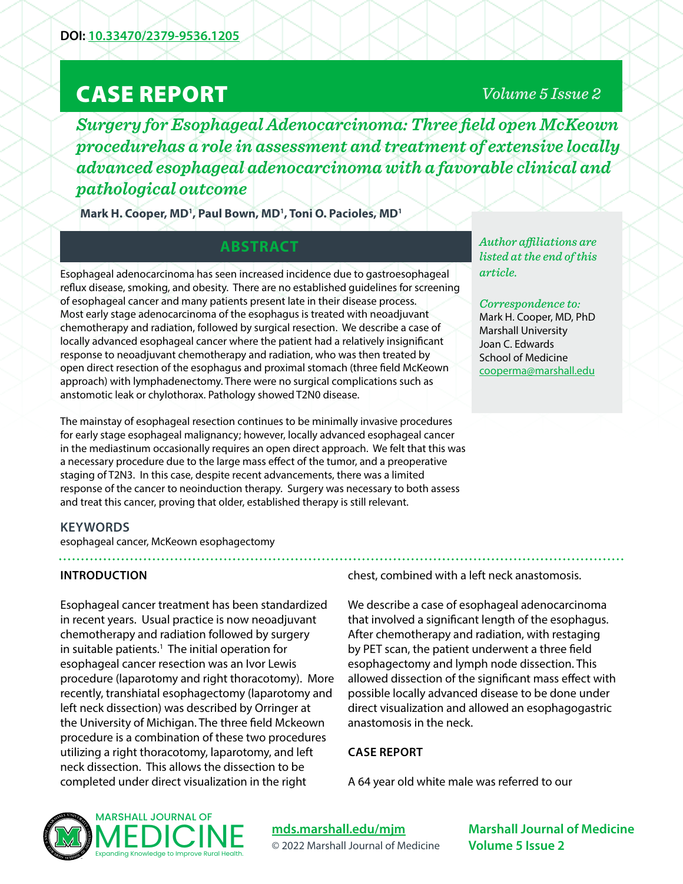DOI: 10.33470/2379-9536.1205

# CASE REPORT

## *Surgery for Esophageal Adenocarcinoma: Three field open McKeown procedurehas a role in assessment and treatment of extensive locally advanced esophageal adenocarcinoma with a favorable clinical and pathological outcome*

**Mark H. Cooper, MD[1], Paul Bown, MD[1], Toni O. Pacioles, MD[1]**

*Author affiliations are listed at the end of this article.*

*Correspondence to:*
Mark H. Cooper, MD, PhD
Marshall University
Joan C. Edwards
School of Medicine
cooperma@marshall.edu

## ABSTRACT

Esophageal adenocarcinoma has seen increased incidence due to gastroesophageal reflux disease, smoking, and obesity. There are no established guidelines for screening of esophageal cancer and many patients present late in their disease process. Most early stage adenocarcinoma of the esophagus is treated with neoadjuvant chemotherapy and radiation, followed by surgical resection. We describe a case of locally advanced esophageal cancer where the patient had a relatively insignificant response to neoadjuvant chemotherapy and radiation, who was then treated by open direct resection of the esophagus and proximal stomach (three field McKeown approach) with lymphadenectomy. There were no surgical complications such as anstomotic leak or chylothorax. Pathology showed T2N0 disease.

The mainstay of esophageal resection continues to be minimally invasive procedures for early stage esophageal malignancy; however, locally advanced esophageal cancer in the mediastinum occasionally requires an open direct approach. We felt that this was a necessary procedure due to the large mass effect of the tumor, and a preoperative staging of T2N3. In this case, despite recent advancements, there was a limited response of the cancer to neoinduction therapy. Surgery was necessary to both assess and treat this cancer, proving that older, established therapy is still relevant.

### KEYWORDS

esophageal cancer, McKeown esophagectomy

### INTRODUCTION

Esophageal cancer treatment has been standardized in recent years. Usual practice is now neoadjuvant chemotherapy and radiation followed by surgery in suitable patients.[1] The initial operation for esophageal cancer resection was an Ivor Lewis procedure (laparotomy and right thoracotomy). More recently, transhiatal esophagectomy (laparotomy and left neck dissection) was described by Orringer at the University of Michigan. The three field Mckeown procedure is a combination of these two procedures utilizing a right thoracotomy, laparotomy, and left neck dissection. This allows the dissection to be completed under direct visualization in the right chest, combined with a left neck anastomosis.

We describe a case of esophageal adenocarcinoma that involved a significant length of the esophagus. After chemotherapy and radiation, with restaging by PET scan, the patient underwent a three field esophagectomy and lymph node dissection. This allowed dissection of the significant mass effect with possible locally advanced disease to be done under direct visualization and allowed an esophagogastric anastomosis in the neck.

### CASE REPORT

A 64 year old white male was referred to our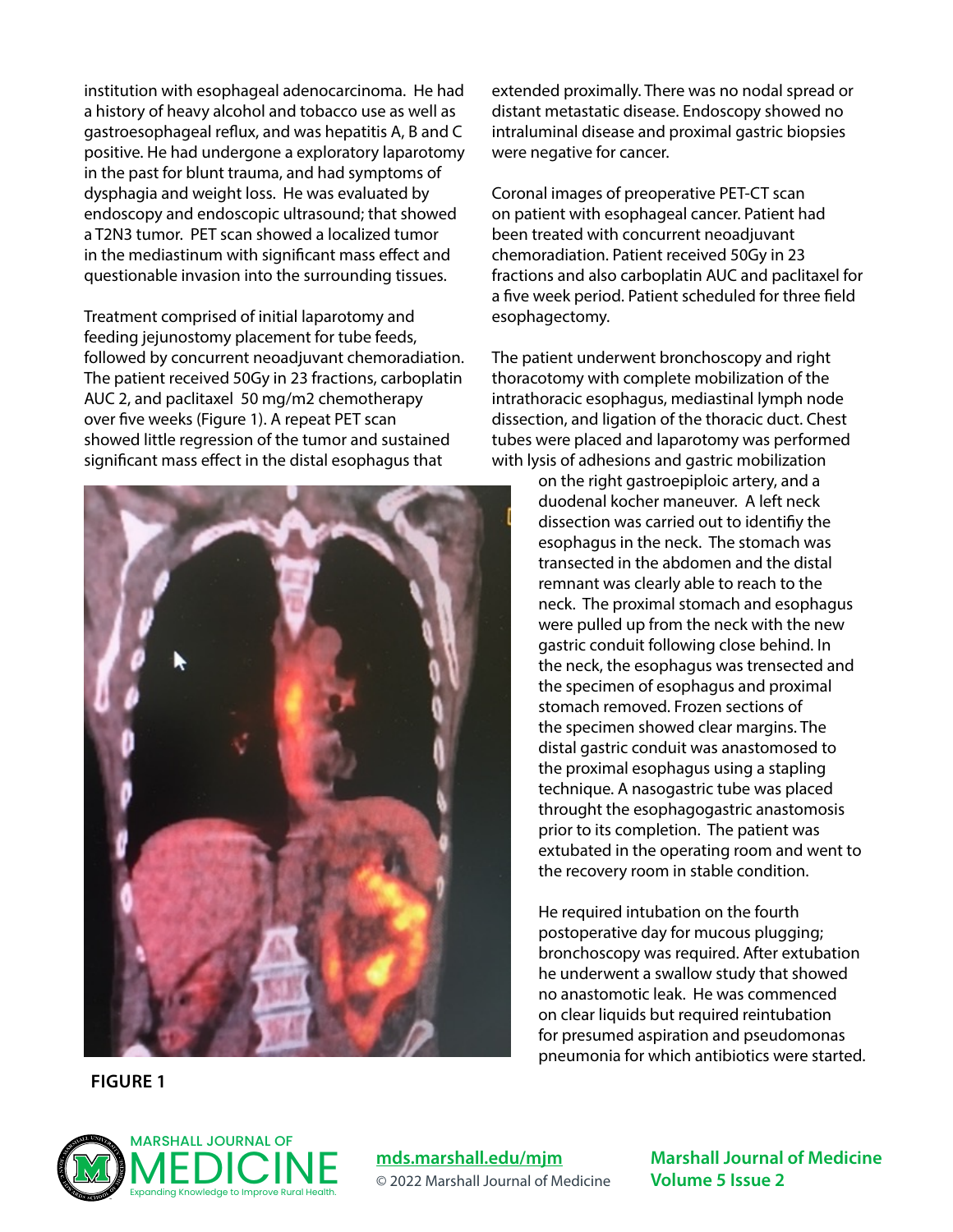institution with esophageal adenocarcinoma. He had a history of heavy alcohol and tobacco use as well as gastroesophageal reflux, and was hepatitis A, B and C positive. He had undergone a exploratory laparotomy in the past for blunt trauma, and had symptoms of dysphagia and weight loss. He was evaluated by endoscopy and endoscopic ultrasound; that showed a T2N3 tumor. PET scan showed a localized tumor in the mediastinum with significant mass effect and questionable invasion into the surrounding tissues.

Treatment comprised of initial laparotomy and feeding jejunostomy placement for tube feeds, followed by concurrent neoadjuvant chemoradiation. The patient received 50Gy in 23 fractions, carboplatin AUC 2, and paclitaxel 50 mg/m2 chemotherapy over five weeks (Figure 1). A repeat PET scan showed little regression of the tumor and sustained significant mass effect in the distal esophagus that extended proximally. There was no nodal spread or distant metastatic disease. Endoscopy showed no intraluminal disease and proximal gastric biopsies were negative for cancer.

**FIGURE 1**

Coronal images of preoperative PET-CT scan on patient with esophageal cancer. Patient had been treated with concurrent neoadjuvant chemoradiation. Patient received 50Gy in 23 fractions and also carboplatin AUC and paclitaxel for a five week period. Patient scheduled for three field esophagectomy.

The patient underwent bronchoscopy and right thoracotomy with complete mobilization of the intrathoracic esophagus, mediastinal lymph node dissection, and ligation of the thoracic duct. Chest tubes were placed and laparotomy was performed with lysis of adhesions and gastric mobilization on the right gastroepiploic artery, and a duodenal kocher maneuver. A left neck dissection was carried out to identifiy the esophagus in the neck. The stomach was transected in the abdomen and the distal remnant was clearly able to reach to the neck. The proximal stomach and esophagus were pulled up from the neck with the new gastric conduit following close behind. In the neck, the esophagus was trensected and the specimen of esophagus and proximal stomach removed. Frozen sections of the specimen showed clear margins. The distal gastric conduit was anastomosed to the proximal esophagus using a stapling technique. A nasogastric tube was placed throught the esophagogastric anastomosis prior to its completion. The patient was extubated in the operating room and went to the recovery room in stable condition.

He required intubation on the fourth postoperative day for mucous plugging; bronchoscopy was required. After extubation he underwent a swallow study that showed no anastomotic leak. He was commenced on clear liquids but required reintubation for presumed aspiration and pseudomonas pneumonia for which antibiotics were started.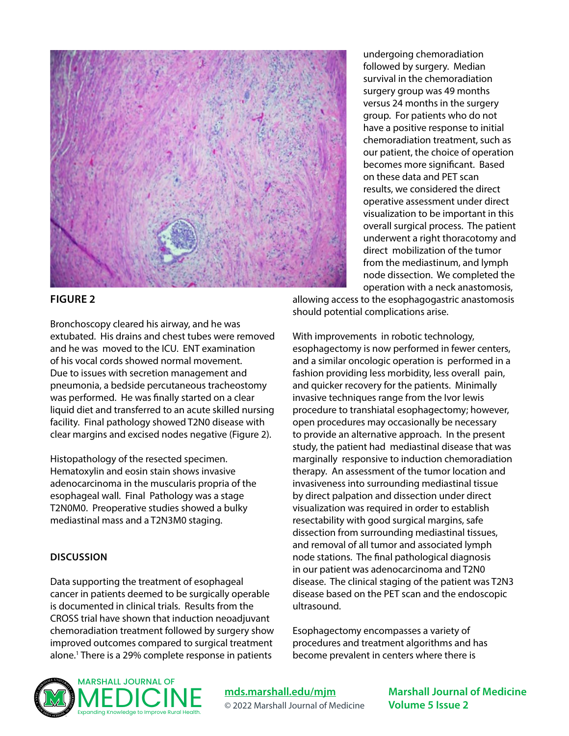**FIGURE 2**

Bronchoscopy cleared his airway, and he was extubated. His drains and chest tubes were removed and he was moved to the ICU. ENT examination of his vocal cords showed normal movement. Due to issues with secretion management and pneumonia, a bedside percutaneous tracheostomy was performed. He was finally started on a clear liquid diet and transferred to an acute skilled nursing facility. Final pathology showed T2N0 disease with clear margins and excised nodes negative (Figure 2).

Histopathology of the resected specimen. Hematoxylin and eosin stain shows invasive adenocarcinoma in the muscularis propria of the esophageal wall. Final Pathology was a stage T2N0M0. Preoperative studies showed a bulky mediastinal mass and a T2N3M0 staging.

## DISCUSSION

Data supporting the treatment of esophageal cancer in patients deemed to be surgically operable is documented in clinical trials. Results from the CROSS trial have shown that induction neoadjuvant chemoradiation treatment followed by surgery show improved outcomes compared to surgical treatment alone.[1] There is a 29% complete response in patients undergoing chemoradiation followed by surgery. Median survival in the chemoradiation surgery group was 49 months versus 24 months in the surgery group. For patients who do not have a positive response to initial chemoradiation treatment, such as our patient, the choice of operation becomes more significant. Based on these data and PET scan results, we considered the direct operative assessment under direct visualization to be important in this overall surgical process. The patient underwent a right thoracotomy and direct mobilization of the tumor from the mediastinum, and lymph node dissection. We completed the operation with a neck anastomosis, allowing access to the esophagogastric anastomosis should potential complications arise.

With improvements in robotic technology, esophagectomy is now performed in fewer centers, and a similar oncologic operation is performed in a fashion providing less morbidity, less overall pain, and quicker recovery for the patients. Minimally invasive techniques range from the Ivor lewis procedure to transhiatal esophagectomy; however, open procedures may occasionally be necessary to provide an alternative approach. In the present study, the patient had mediastinal disease that was marginally responsive to induction chemoradiation therapy. An assessment of the tumor location and invasiveness into surrounding mediastinal tissue by direct palpation and dissection under direct visualization was required in order to establish resectability with good surgical margins, safe dissection from surrounding mediastinal tissues, and removal of all tumor and associated lymph node stations. The final pathological diagnosis in our patient was adenocarcinoma and T2N0 disease. The clinical staging of the patient was T2N3 disease based on the PET scan and the endoscopic ultrasound.

Esophagectomy encompasses a variety of procedures and treatment algorithms and has become prevalent in centers where there is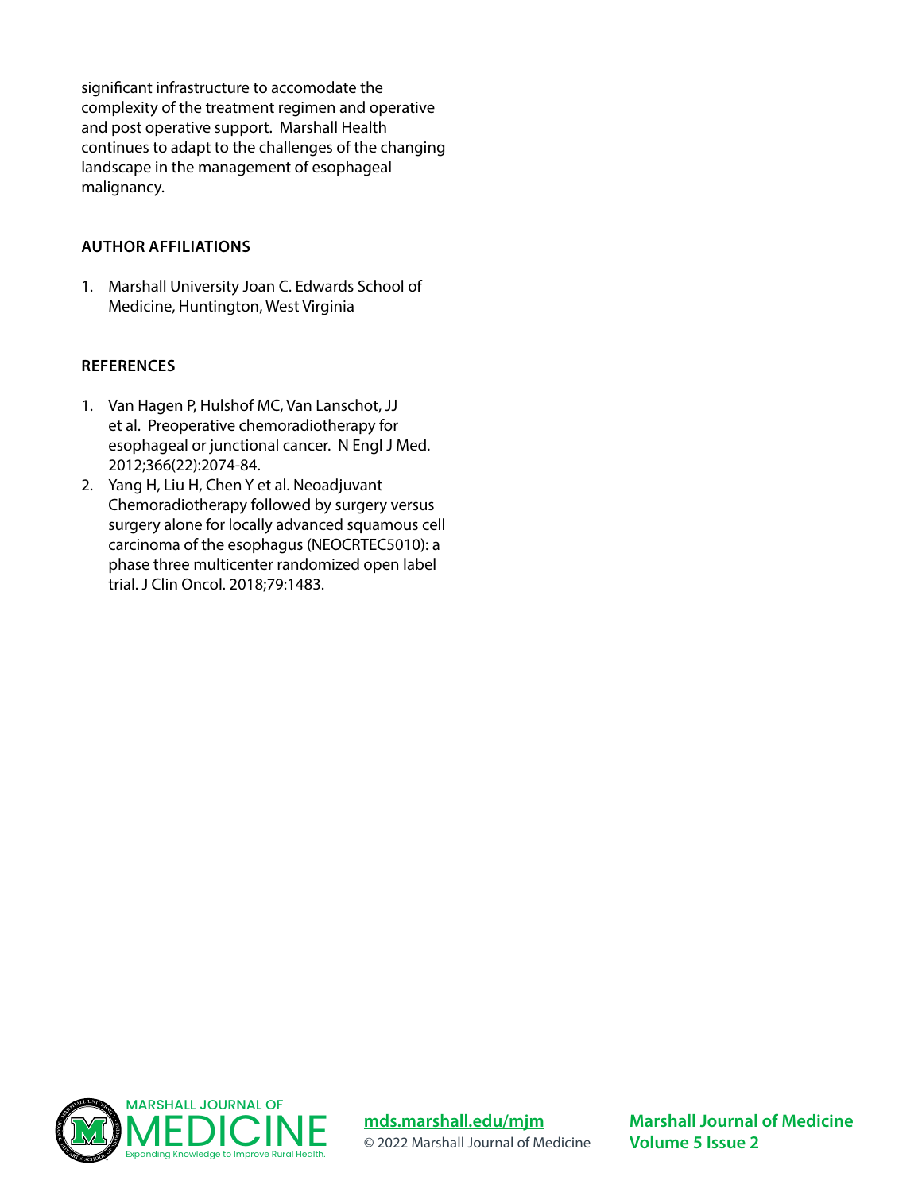significant infrastructure to accomodate the complexity of the treatment regimen and operative and post operative support. Marshall Health continues to adapt to the challenges of the changing landscape in the management of esophageal malignancy.

## AUTHOR AFFILIATIONS

1. Marshall University Joan C. Edwards School of Medicine, Huntington, West Virginia

## REFERENCES

1. Van Hagen P, Hulshof MC, Van Lanschot, JJ et al. Preoperative chemoradiotherapy for esophageal or junctional cancer. N Engl J Med. 2012;366(22):2074-84.
2. Yang H, Liu H, Chen Y et al. Neoadjuvant Chemoradiotherapy followed by surgery versus surgery alone for locally advanced squamous cell carcinoma of the esophagus (NEOCRTEC5010): a phase three multicenter randomized open label trial. J Clin Oncol. 2018;79:1483.